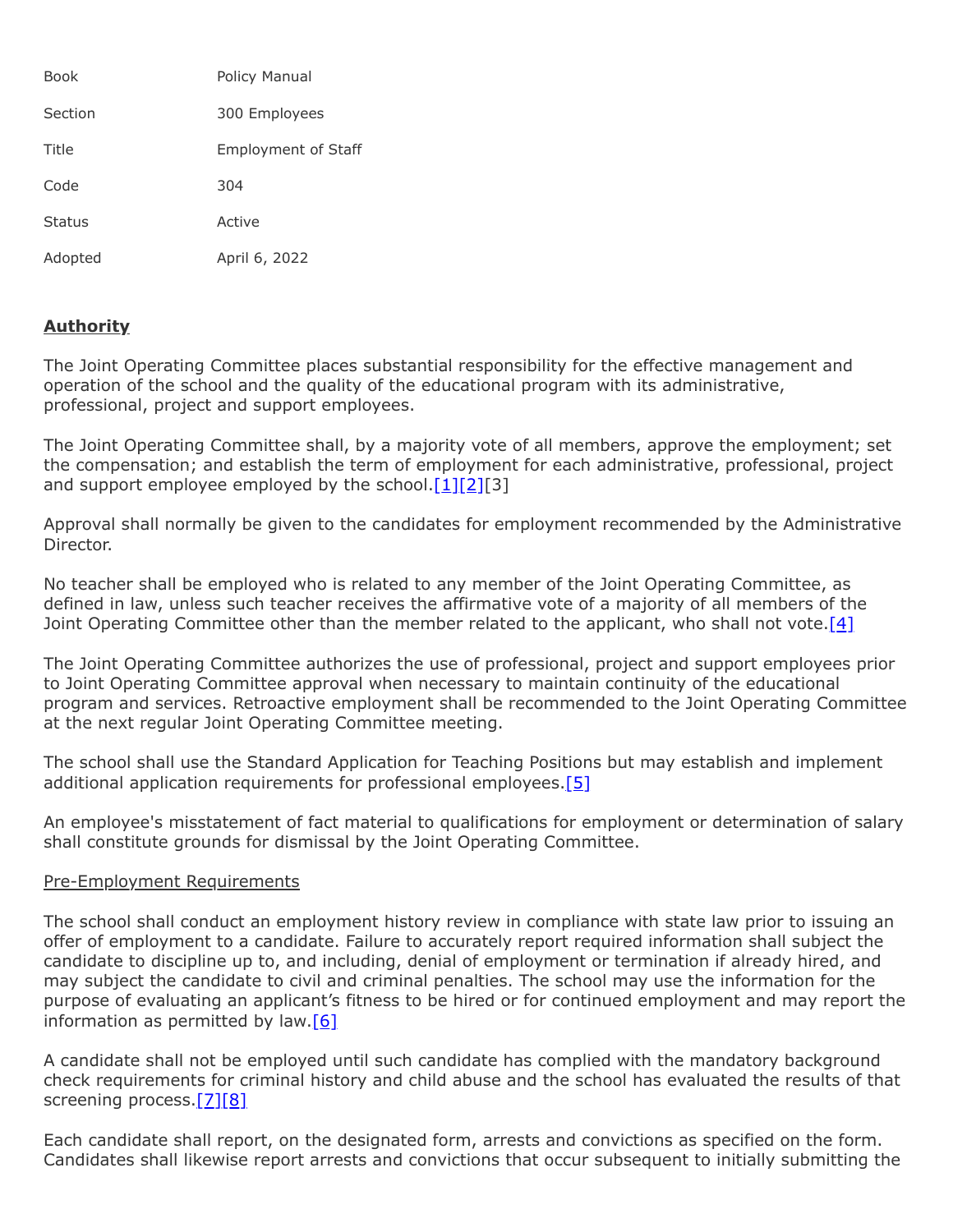| Book | Policy Manual |
| --- | --- |
| Section | 300 Employees |
| Title | Employment of Staff |
| Code | 304 |
| Status | Active |
| Adopted | April 6, 2022 |

## **Authority**

The Joint Operating Committee places substantial responsibility for the effective management and operation of the school and the quality of the educational program with its administrative, professional, project and support employees.

The Joint Operating Committee shall, by a majority vote of all members, approve the employment; set the compensation; and establish the term of employment for each administrative, professional, project and support employee employed by the school.[1][2][3]

Approval shall normally be given to the candidates for employment recommended by the Administrative Director.

No teacher shall be employed who is related to any member of the Joint Operating Committee, as defined in law, unless such teacher receives the affirmative vote of a majority of all members of the Joint Operating Committee other than the member related to the applicant, who shall not vote.[4]

The Joint Operating Committee authorizes the use of professional, project and support employees prior to Joint Operating Committee approval when necessary to maintain continuity of the educational program and services. Retroactive employment shall be recommended to the Joint Operating Committee at the next regular Joint Operating Committee meeting.

The school shall use the Standard Application for Teaching Positions but may establish and implement additional application requirements for professional employees.[5]

An employee's misstatement of fact material to qualifications for employment or determination of salary shall constitute grounds for dismissal by the Joint Operating Committee.

### Pre-Employment Requirements

The school shall conduct an employment history review in compliance with state law prior to issuing an offer of employment to a candidate. Failure to accurately report required information shall subject the candidate to discipline up to, and including, denial of employment or termination if already hired, and may subject the candidate to civil and criminal penalties. The school may use the information for the purpose of evaluating an applicant's fitness to be hired or for continued employment and may report the information as permitted by law.[6]

A candidate shall not be employed until such candidate has complied with the mandatory background check requirements for criminal history and child abuse and the school has evaluated the results of that screening process.[7][8]

Each candidate shall report, on the designated form, arrests and convictions as specified on the form. Candidates shall likewise report arrests and convictions that occur subsequent to initially submitting the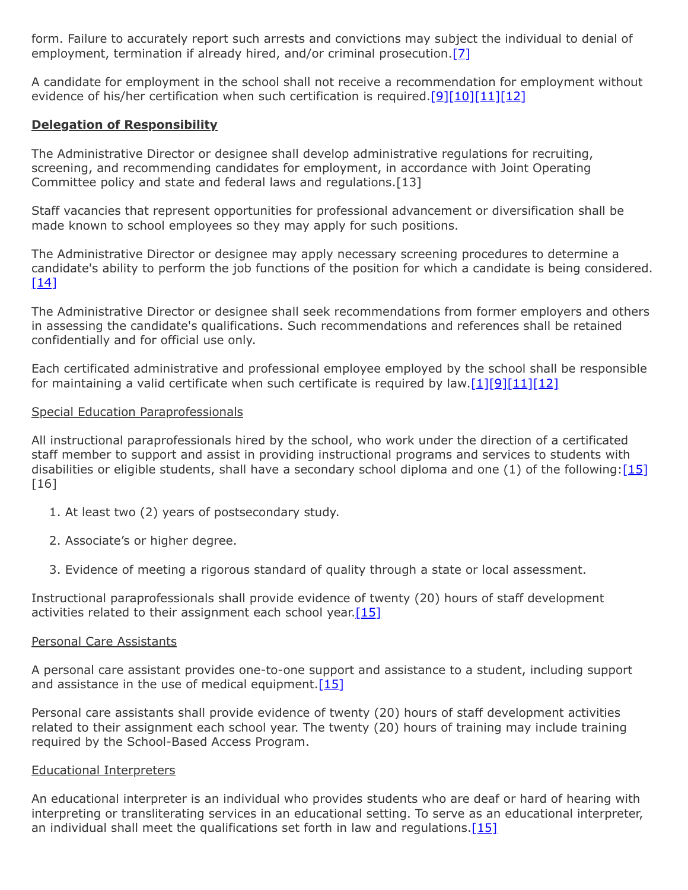form. Failure to accurately report such arrests and convictions may subject the individual to denial of employment, termination if already hired, and/or criminal prosecution.[7]

A candidate for employment in the school shall not receive a recommendation for employment without evidence of his/her certification when such certification is required.[9][10][11][12]

**Delegation of Responsibility**

The Administrative Director or designee shall develop administrative regulations for recruiting, screening, and recommending candidates for employment, in accordance with Joint Operating Committee policy and state and federal laws and regulations.[13]

Staff vacancies that represent opportunities for professional advancement or diversification shall be made known to school employees so they may apply for such positions.

The Administrative Director or designee may apply necessary screening procedures to determine a candidate's ability to perform the job functions of the position for which a candidate is being considered.[14]

The Administrative Director or designee shall seek recommendations from former employers and others in assessing the candidate's qualifications. Such recommendations and references shall be retained confidentially and for official use only.

Each certificated administrative and professional employee employed by the school shall be responsible for maintaining a valid certificate when such certificate is required by law.[1][9][11][12]

Special Education Paraprofessionals

All instructional paraprofessionals hired by the school, who work under the direction of a certificated staff member to support and assist in providing instructional programs and services to students with disabilities or eligible students, shall have a secondary school diploma and one (1) of the following:[15][16]

1. At least two (2) years of postsecondary study.
2. Associate's or higher degree.
3. Evidence of meeting a rigorous standard of quality through a state or local assessment.

Instructional paraprofessionals shall provide evidence of twenty (20) hours of staff development activities related to their assignment each school year.[15]

Personal Care Assistants

A personal care assistant provides one-to-one support and assistance to a student, including support and assistance in the use of medical equipment.[15]

Personal care assistants shall provide evidence of twenty (20) hours of staff development activities related to their assignment each school year. The twenty (20) hours of training may include training required by the School-Based Access Program.

Educational Interpreters

An educational interpreter is an individual who provides students who are deaf or hard of hearing with interpreting or transliterating services in an educational setting. To serve as an educational interpreter, an individual shall meet the qualifications set forth in law and regulations.[15]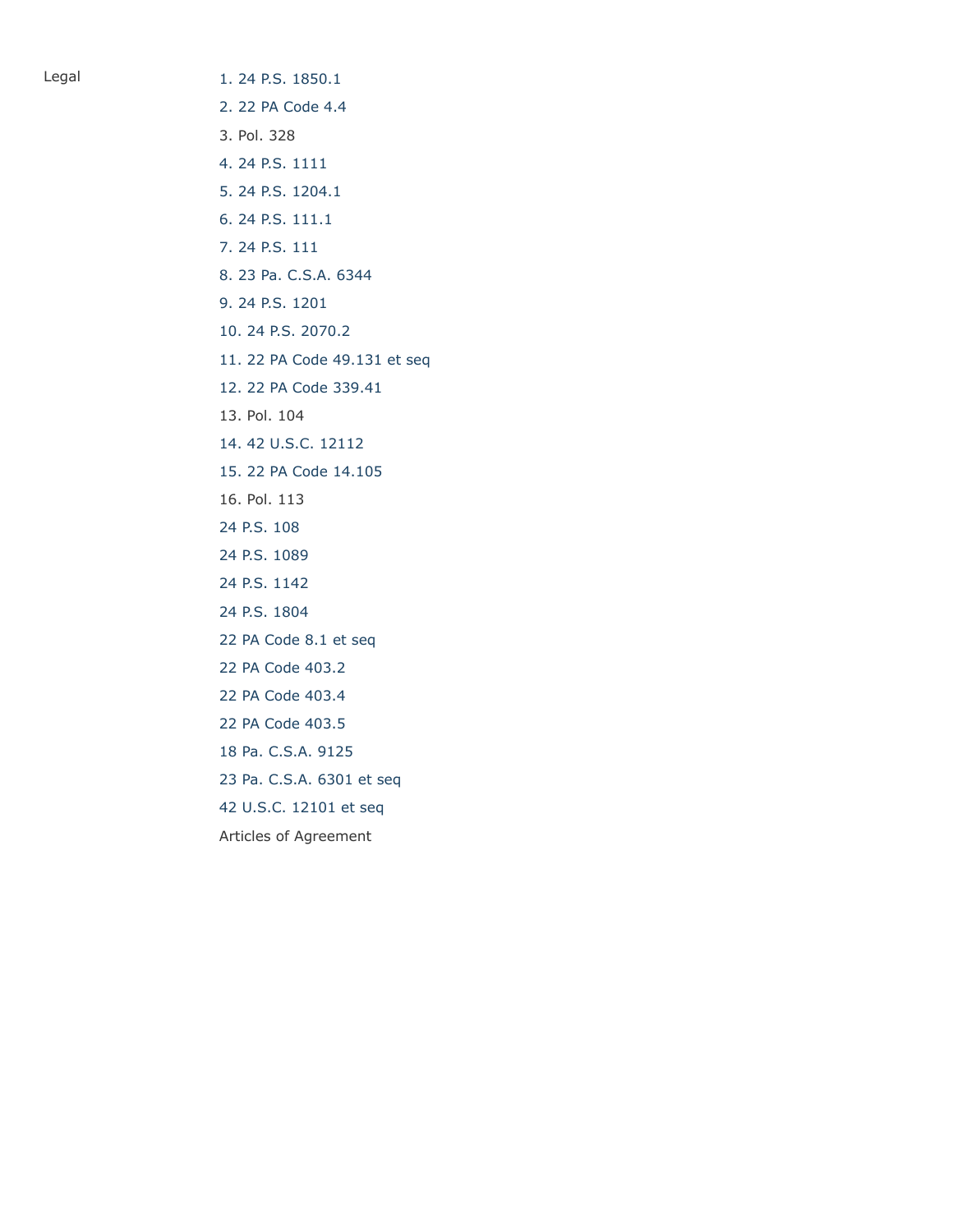Legal

1. 24 P.S. 1850.1
2. 22 PA Code 4.4
3. Pol. 328
4. 24 P.S. 1111
5. 24 P.S. 1204.1
6. 24 P.S. 111.1
7. 24 P.S. 111
8. 23 Pa. C.S.A. 6344
9. 24 P.S. 1201
10. 24 P.S. 2070.2
11. 22 PA Code 49.131 et seq
12. 22 PA Code 339.41
13. Pol. 104
14. 42 U.S.C. 12112
15. 22 PA Code 14.105
16. Pol. 113

24 P.S. 108

24 P.S. 1089

24 P.S. 1142

24 P.S. 1804

22 PA Code 8.1 et seq

22 PA Code 403.2

22 PA Code 403.4

22 PA Code 403.5

18 Pa. C.S.A. 9125

23 Pa. C.S.A. 6301 et seq

42 U.S.C. 12101 et seq

Articles of Agreement